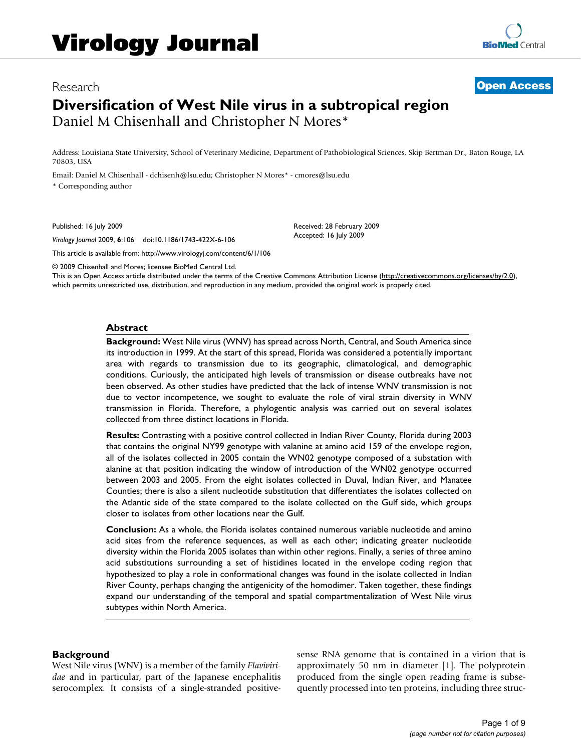# Virology Journal

Research **Open Access**

# Diversification of West Nile virus in a subtropical region

Daniel M Chisenhall and Christopher N Mores*

Address: Louisiana State University, School of Veterinary Medicine, Department of Pathobiological Sciences, Skip Bertman Dr., Baton Rouge, LA 70803, USA

Email: Daniel M Chisenhall - dchisenh@lsu.edu; Christopher N Mores* - cmores@lsu.edu

\* Corresponding author

Published: 16 July 2009

*Virology Journal* 2009, **6**:106 doi:10.1186/1743-422X-6-106

Received: 28 February 2009
Accepted: 16 July 2009

This article is available from: http://www.virologyj.com/content/6/1/106

© 2009 Chisenhall and Mores; licensee BioMed Central Ltd.
This is an Open Access article distributed under the terms of the Creative Commons Attribution License (http://creativecommons.org/licenses/by/2.0), which permits unrestricted use, distribution, and reproduction in any medium, provided the original work is properly cited.

## Abstract

**Background:** West Nile virus (WNV) has spread across North, Central, and South America since its introduction in 1999. At the start of this spread, Florida was considered a potentially important area with regards to transmission due to its geographic, climatological, and demographic conditions. Curiously, the anticipated high levels of transmission or disease outbreaks have not been observed. As other studies have predicted that the lack of intense WNV transmission is not due to vector incompetence, we sought to evaluate the role of viral strain diversity in WNV transmission in Florida. Therefore, a phylogentic analysis was carried out on several isolates collected from three distinct locations in Florida.

**Results:** Contrasting with a positive control collected in Indian River County, Florida during 2003 that contains the original NY99 genotype with valanine at amino acid 159 of the envelope region, all of the isolates collected in 2005 contain the WN02 genotype composed of a substation with alanine at that position indicating the window of introduction of the WN02 genotype occurred between 2003 and 2005. From the eight isolates collected in Duval, Indian River, and Manatee Counties; there is also a silent nucleotide substitution that differentiates the isolates collected on the Atlantic side of the state compared to the isolate collected on the Gulf side, which groups closer to isolates from other locations near the Gulf.

**Conclusion:** As a whole, the Florida isolates contained numerous variable nucleotide and amino acid sites from the reference sequences, as well as each other; indicating greater nucleotide diversity within the Florida 2005 isolates than within other regions. Finally, a series of three amino acid substitutions surrounding a set of histidines located in the envelope coding region that hypothesized to play a role in conformational changes was found in the isolate collected in Indian River County, perhaps changing the antigenicity of the homodimer. Taken together, these findings expand our understanding of the temporal and spatial compartmentalization of West Nile virus subtypes within North America.

## Background

West Nile virus (WNV) is a member of the family *Flaviviridae* and in particular, part of the Japanese encephalitis serocomplex. It consists of a single-stranded positive-sense RNA genome that is contained in a virion that is approximately 50 nm in diameter [1]. The polyprotein produced from the single open reading frame is subsequently processed into ten proteins, including three struc-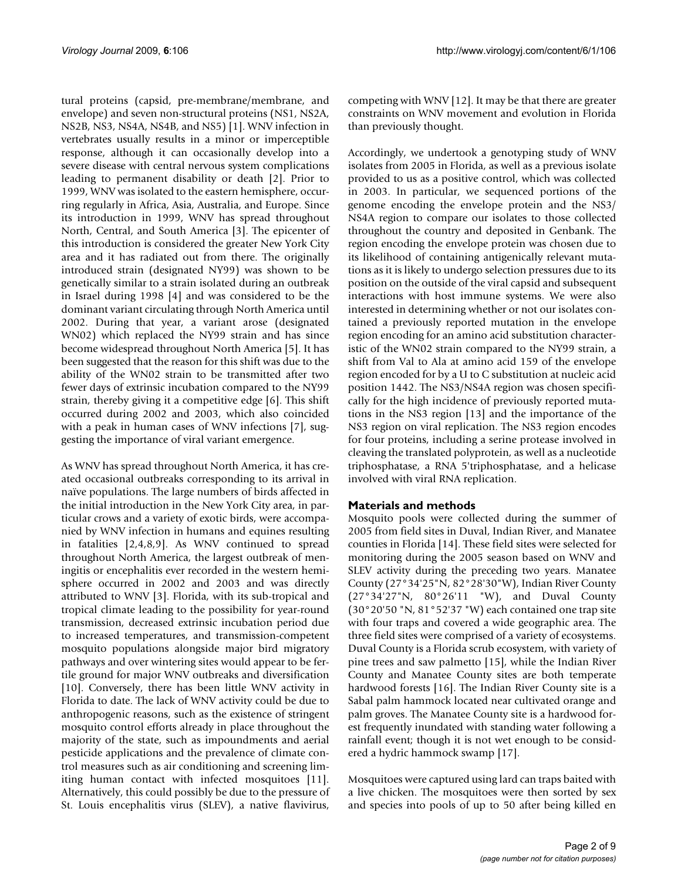tural proteins (capsid, pre-membrane/membrane, and envelope) and seven non-structural proteins (NS1, NS2A, NS2B, NS3, NS4A, NS4B, and NS5) [1]. WNV infection in vertebrates usually results in a minor or imperceptible response, although it can occasionally develop into a severe disease with central nervous system complications leading to permanent disability or death [2]. Prior to 1999, WNV was isolated to the eastern hemisphere, occurring regularly in Africa, Asia, Australia, and Europe. Since its introduction in 1999, WNV has spread throughout North, Central, and South America [3]. The epicenter of this introduction is considered the greater New York City area and it has radiated out from there. The originally introduced strain (designated NY99) was shown to be genetically similar to a strain isolated during an outbreak in Israel during 1998 [4] and was considered to be the dominant variant circulating through North America until 2002. During that year, a variant arose (designated WN02) which replaced the NY99 strain and has since become widespread throughout North America [5]. It has been suggested that the reason for this shift was due to the ability of the WN02 strain to be transmitted after two fewer days of extrinsic incubation compared to the NY99 strain, thereby giving it a competitive edge [6]. This shift occurred during 2002 and 2003, which also coincided with a peak in human cases of WNV infections [7], suggesting the importance of viral variant emergence.

As WNV has spread throughout North America, it has created occasional outbreaks corresponding to its arrival in naïve populations. The large numbers of birds affected in the initial introduction in the New York City area, in particular crows and a variety of exotic birds, were accompanied by WNV infection in humans and equines resulting in fatalities [2,4,8,9]. As WNV continued to spread throughout North America, the largest outbreak of meningitis or encephalitis ever recorded in the western hemisphere occurred in 2002 and 2003 and was directly attributed to WNV [3]. Florida, with its sub-tropical and tropical climate leading to the possibility for year-round transmission, decreased extrinsic incubation period due to increased temperatures, and transmission-competent mosquito populations alongside major bird migratory pathways and over wintering sites would appear to be fertile ground for major WNV outbreaks and diversification [10]. Conversely, there has been little WNV activity in Florida to date. The lack of WNV activity could be due to anthropogenic reasons, such as the existence of stringent mosquito control efforts already in place throughout the majority of the state, such as impoundments and aerial pesticide applications and the prevalence of climate control measures such as air conditioning and screening limiting human contact with infected mosquitoes [11]. Alternatively, this could possibly be due to the pressure of St. Louis encephalitis virus (SLEV), a native flavivirus, competing with WNV [12]. It may be that there are greater constraints on WNV movement and evolution in Florida than previously thought.

Accordingly, we undertook a genotyping study of WNV isolates from 2005 in Florida, as well as a previous isolate provided to us as a positive control, which was collected in 2003. In particular, we sequenced portions of the genome encoding the envelope protein and the NS3/NS4A region to compare our isolates to those collected throughout the country and deposited in Genbank. The region encoding the envelope protein was chosen due to its likelihood of containing antigenically relevant mutations as it is likely to undergo selection pressures due to its position on the outside of the viral capsid and subsequent interactions with host immune systems. We were also interested in determining whether or not our isolates contained a previously reported mutation in the envelope region encoding for an amino acid substitution characteristic of the WN02 strain compared to the NY99 strain, a shift from Val to Ala at amino acid 159 of the envelope region encoded for by a U to C substitution at nucleic acid position 1442. The NS3/NS4A region was chosen specifically for the high incidence of previously reported mutations in the NS3 region [13] and the importance of the NS3 region on viral replication. The NS3 region encodes for four proteins, including a serine protease involved in cleaving the translated polyprotein, as well as a nucleotide triphosphatase, a RNA 5'triphosphatase, and a helicase involved with viral RNA replication.

## Materials and methods

Mosquito pools were collected during the summer of 2005 from field sites in Duval, Indian River, and Manatee counties in Florida [14]. These field sites were selected for monitoring during the 2005 season based on WNV and SLEV activity during the preceding two years. Manatee County (27°34'25"N, 82°28'30"W), Indian River County (27°34'27"N, 80°26'11 "W), and Duval County (30°20'50 "N, 81°52'37 "W) each contained one trap site with four traps and covered a wide geographic area. The three field sites were comprised of a variety of ecosystems. Duval County is a Florida scrub ecosystem, with variety of pine trees and saw palmetto [15], while the Indian River County and Manatee County sites are both temperate hardwood forests [16]. The Indian River County site is a Sabal palm hammock located near cultivated orange and palm groves. The Manatee County site is a hardwood forest frequently inundated with standing water following a rainfall event; though it is not wet enough to be considered a hydric hammock swamp [17].

Mosquitoes were captured using lard can traps baited with a live chicken. The mosquitoes were then sorted by sex and species into pools of up to 50 after being killed en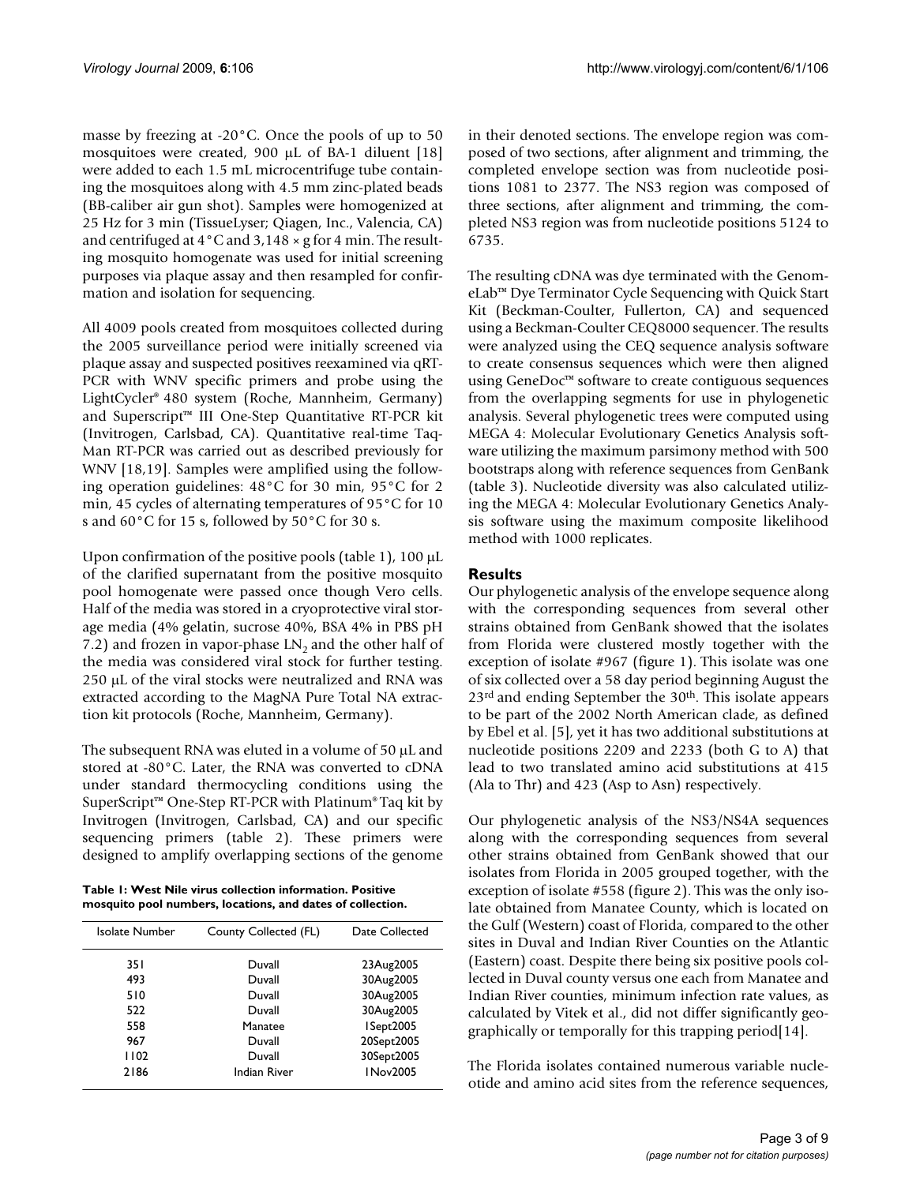masse by freezing at -20°C. Once the pools of up to 50 mosquitoes were created, 900 μL of BA-1 diluent [18] were added to each 1.5 mL microcentrifuge tube containing the mosquitoes along with 4.5 mm zinc-plated beads (BB-caliber air gun shot). Samples were homogenized at 25 Hz for 3 min (TissueLyser; Qiagen, Inc., Valencia, CA) and centrifuged at 4°C and 3,148 × g for 4 min. The resulting mosquito homogenate was used for initial screening purposes via plaque assay and then resampled for confirmation and isolation for sequencing.

All 4009 pools created from mosquitoes collected during the 2005 surveillance period were initially screened via plaque assay and suspected positives reexamined via qRT-PCR with WNV specific primers and probe using the LightCycler® 480 system (Roche, Mannheim, Germany) and Superscript™ III One-Step Quantitative RT-PCR kit (Invitrogen, Carlsbad, CA). Quantitative real-time TaqMan RT-PCR was carried out as described previously for WNV [18,19]. Samples were amplified using the following operation guidelines: 48°C for 30 min, 95°C for 2 min, 45 cycles of alternating temperatures of 95°C for 10 s and 60°C for 15 s, followed by 50°C for 30 s.

Upon confirmation of the positive pools (table 1), 100 μL of the clarified supernatant from the positive mosquito pool homogenate were passed once though Vero cells. Half of the media was stored in a cryoprotective viral storage media (4% gelatin, sucrose 40%, BSA 4% in PBS pH 7.2) and frozen in vapor-phase $LN_2$ and the other half of the media was considered viral stock for further testing. 250 μL of the viral stocks were neutralized and RNA was extracted according to the MagNA Pure Total NA extraction kit protocols (Roche, Mannheim, Germany).

The subsequent RNA was eluted in a volume of 50 μL and stored at -80°C. Later, the RNA was converted to cDNA under standard thermocycling conditions using the SuperScript™ One-Step RT-PCR with Platinum® Taq kit by Invitrogen (Carlsbad, CA) and our specific sequencing primers (table 2). These primers were designed to amplify overlapping sections of the genome in their denoted sections. The envelope region was composed of two sections, after alignment and trimming, the completed envelope section was from nucleotide positions 1081 to 2377. The NS3 region was composed of three sections, after alignment and trimming, the completed NS3 region was from nucleotide positions 5124 to 6735.

**Table 1: West Nile virus collection information. Positive mosquito pool numbers, locations, and dates of collection.**

| Isolate Number | County Collected (FL) | Date Collected |
|---|---|---|
| 351 | Duvall | 23Aug2005 |
| 493 | Duvall | 30Aug2005 |
| 510 | Duvall | 30Aug2005 |
| 522 | Duvall | 30Aug2005 |
| 558 | Manatee | 1Sept2005 |
| 967 | Duvall | 20Sept2005 |
| 1102 | Duvall | 30Sept2005 |
| 2186 | Indian River | 1Nov2005 |

The resulting cDNA was dye terminated with the GenomeLab™ Dye Terminator Cycle Sequencing with Quick Start Kit (Beckman-Coulter, Fullerton, CA) and sequenced using a Beckman-Coulter CEQ8000 sequencer. The results were analyzed using the CEQ sequence analysis software to create consensus sequences which were then aligned using GeneDoc™ software to create contiguous sequences from the overlapping segments for use in phylogenetic analysis. Several phylogenetic trees were computed using MEGA 4: Molecular Evolutionary Genetics Analysis software utilizing the maximum parsimony method with 500 bootstraps along with reference sequences from GenBank (table 3). Nucleotide diversity was also calculated utilizing the MEGA 4: Molecular Evolutionary Genetics Analysis software using the maximum composite likelihood method with 1000 replicates.

## Results

Our phylogenetic analysis of the envelope sequence along with the corresponding sequences from several other strains obtained from GenBank showed that the isolates from Florida were clustered mostly together with the exception of isolate #967 (figure 1). This isolate was one of six collected over a 58 day period beginning August the 23rd and ending September the 30th. This isolate appears to be part of the 2002 North American clade, as defined by Ebel et al. [5], yet it has two additional substitutions at nucleotide positions 2209 and 2233 (both G to A) that lead to two translated amino acid substitutions at 415 (Ala to Thr) and 423 (Asp to Asn) respectively.

Our phylogenetic analysis of the NS3/NS4A sequences along with the corresponding sequences from several other strains obtained from GenBank showed that our isolates from Florida in 2005 grouped together, with the exception of isolate #558 (figure 2). This was the only isolate obtained from Manatee County, which is located on the Gulf (Western) coast of Florida, compared to the other sites in Duval and Indian River Counties on the Atlantic (Eastern) coast. Despite there being six positive pools collected in Duval county versus one each from Manatee and Indian River counties, minimum infection rate values, as calculated by Vitek et al., did not differ significantly geographically or temporally for this trapping period[14].

The Florida isolates contained numerous variable nucleotide and amino acid sites from the reference sequences,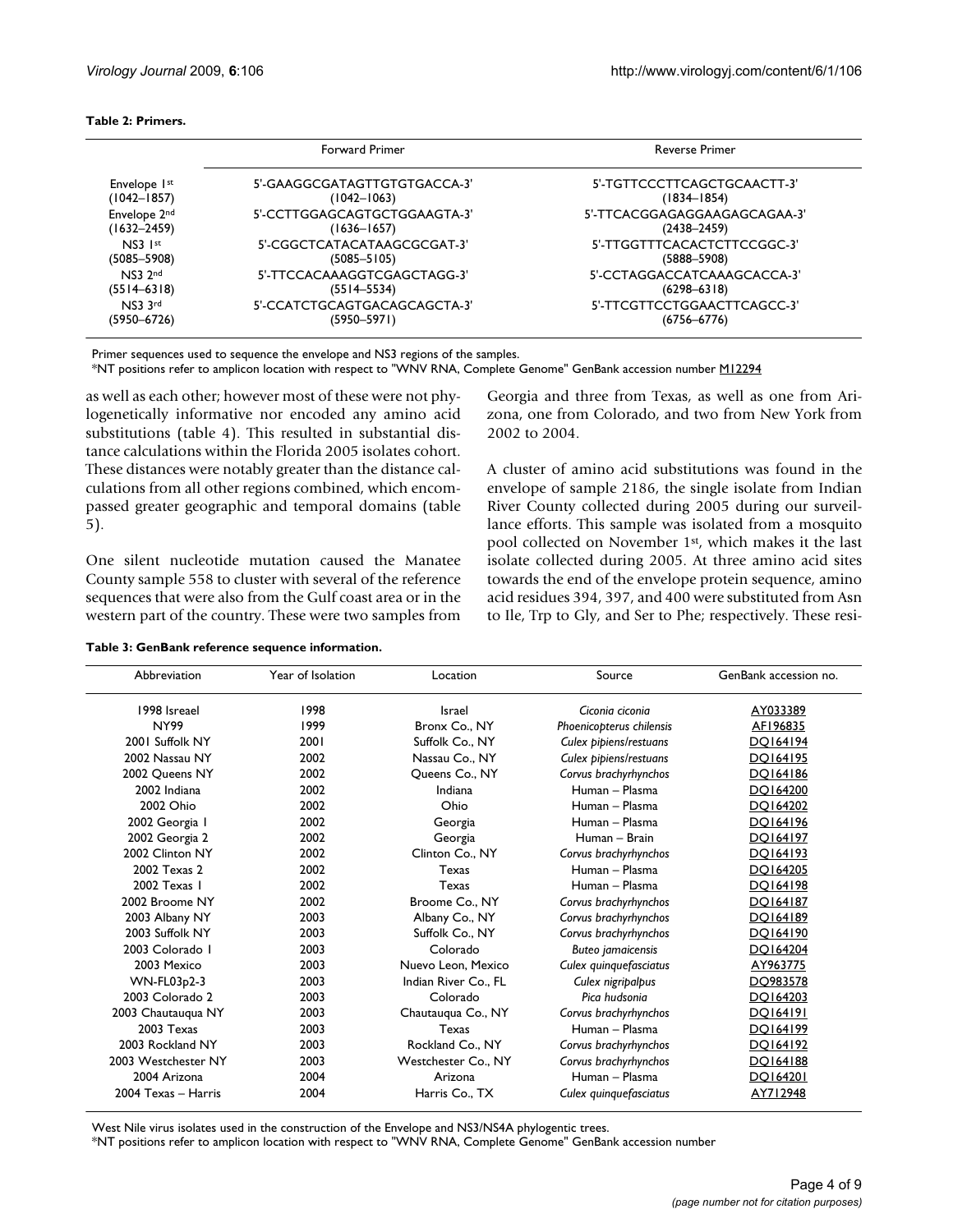**Table 2: Primers.**

| | Forward Primer | Reverse Primer |
|---|---|---|
| Envelope 1st (1042–1857) | 5'-GAAGGCGATAGTTGTGTGACCA-3' (1042–1063) | 5'-TGTTCCCTTCAGCTGCAACTT-3' (1834–1854) |
| Envelope 2nd (1632–2459) | 5'-CCTTGGAGCAGTGCTGGAAGTA-3' (1636–1657) | 5'-TTCACGGAGAGGAAGAGCAGAA-3' (2438–2459) |
| NS3 1st (5085–5908) | 5'-CGGCTCATACATAAGCGCGAT-3' (5085–5105) | 5'-TTGGTTTCACACTCTTCCGGC-3' (5888–5908) |
| NS3 2nd (5514–6318) | 5'-TTCCACAAAGGTCGAGCTAGG-3' (5514–5534) | 5'-CCTAGGACCATCAAAGCACCA-3' (6298–6318) |
| NS3 3rd (5950–6726) | 5'-CCATCTGCAGTGACAGCAGCTA-3' (5950–5971) | 5'-TTCGTTCCTGGAACTTCAGCC-3' (6756–6776) |

Primer sequences used to sequence the envelope and NS3 regions of the samples.
*NT positions refer to amplicon location with respect to "WNV RNA, Complete Genome" GenBank accession number M12294

as well as each other; however most of these were not phylogenetically informative nor encoded any amino acid substitutions (table 4). This resulted in substantial distance calculations within the Florida 2005 isolates cohort. These distances were notably greater than the distance calculations from all other regions combined, which encompassed greater geographic and temporal domains (table 5).

One silent nucleotide mutation caused the Manatee County sample 558 to cluster with several of the reference sequences that were also from the Gulf coast area or in the western part of the country. These were two samples from Georgia and three from Texas, as well as one from Arizona, one from Colorado, and two from New York from 2002 to 2004.

A cluster of amino acid substitutions was found in the envelope of sample 2186, the single isolate from Indian River County collected during 2005 during our surveillance efforts. This sample was isolated from a mosquito pool collected on November 1st, which makes it the last isolate collected during 2005. At three amino acid sites towards the end of the envelope protein sequence, amino acid residues 394, 397, and 400 were substituted from Asn to Ile, Trp to Gly, and Ser to Phe; respectively. These resi-

**Table 3: GenBank reference sequence information.**

| Abbreviation | Year of Isolation | Location | Source | GenBank accession no. |
|---|---|---|---|---|
| 1998 Isreael | 1998 | Israel | *Ciconia ciconia* | AY033389 |
| NY99 | 1999 | Bronx Co., NY | *Phoenicopterus chilensis* | AF196835 |
| 2001 Suffolk NY | 2001 | Suffolk Co., NY | *Culex pipiens/restuans* | DQ164194 |
| 2002 Nassau NY | 2002 | Nassau Co., NY | *Culex pipiens/restuans* | DQ164195 |
| 2002 Queens NY | 2002 | Queens Co., NY | *Corvus brachyrhynchos* | DQ164186 |
| 2002 Indiana | 2002 | Indiana | Human – Plasma | DQ164200 |
| 2002 Ohio | 2002 | Ohio | Human – Plasma | DQ164202 |
| 2002 Georgia 1 | 2002 | Georgia | Human – Plasma | DQ164196 |
| 2002 Georgia 2 | 2002 | Georgia | Human – Brain | DQ164197 |
| 2002 Clinton NY | 2002 | Clinton Co., NY | *Corvus brachyrhynchos* | DQ164193 |
| 2002 Texas 2 | 2002 | Texas | Human – Plasma | DQ164205 |
| 2002 Texas 1 | 2002 | Texas | Human – Plasma | DQ164198 |
| 2002 Broome NY | 2002 | Broome Co., NY | *Corvus brachyrhynchos* | DQ164187 |
| 2003 Albany NY | 2003 | Albany Co., NY | *Corvus brachyrhynchos* | DQ164189 |
| 2003 Suffolk NY | 2003 | Suffolk Co., NY | *Corvus brachyrhynchos* | DQ164190 |
| 2003 Colorado 1 | 2003 | Colorado | *Buteo jamaicensis* | DQ164204 |
| 2003 Mexico | 2003 | Nuevo Leon, Mexico | *Culex quinquefasciatus* | AY963775 |
| WN-FL03p2-3 | 2003 | Indian River Co., FL | *Culex nigripalpus* | DQ983578 |
| 2003 Colorado 2 | 2003 | Colorado | *Pica hudsonia* | DQ164203 |
| 2003 Chautauqua NY | 2003 | Chautauqua Co., NY | *Corvus brachyrhynchos* | DQ164191 |
| 2003 Texas | 2003 | Texas | Human – Plasma | DQ164199 |
| 2003 Rockland NY | 2003 | Rockland Co., NY | *Corvus brachyrhynchos* | DQ164192 |
| 2003 Westchester NY | 2003 | Westchester Co., NY | *Corvus brachyrhynchos* | DQ164188 |
| 2004 Arizona | 2004 | Arizona | Human – Plasma | DQ164201 |
| 2004 Texas – Harris | 2004 | Harris Co., TX | *Culex quinquefasciatus* | AY712948 |

West Nile virus isolates used in the construction of the Envelope and NS3/NS4A phylogentic trees.
*NT positions refer to amplicon location with respect to "WNV RNA, Complete Genome" GenBank accession number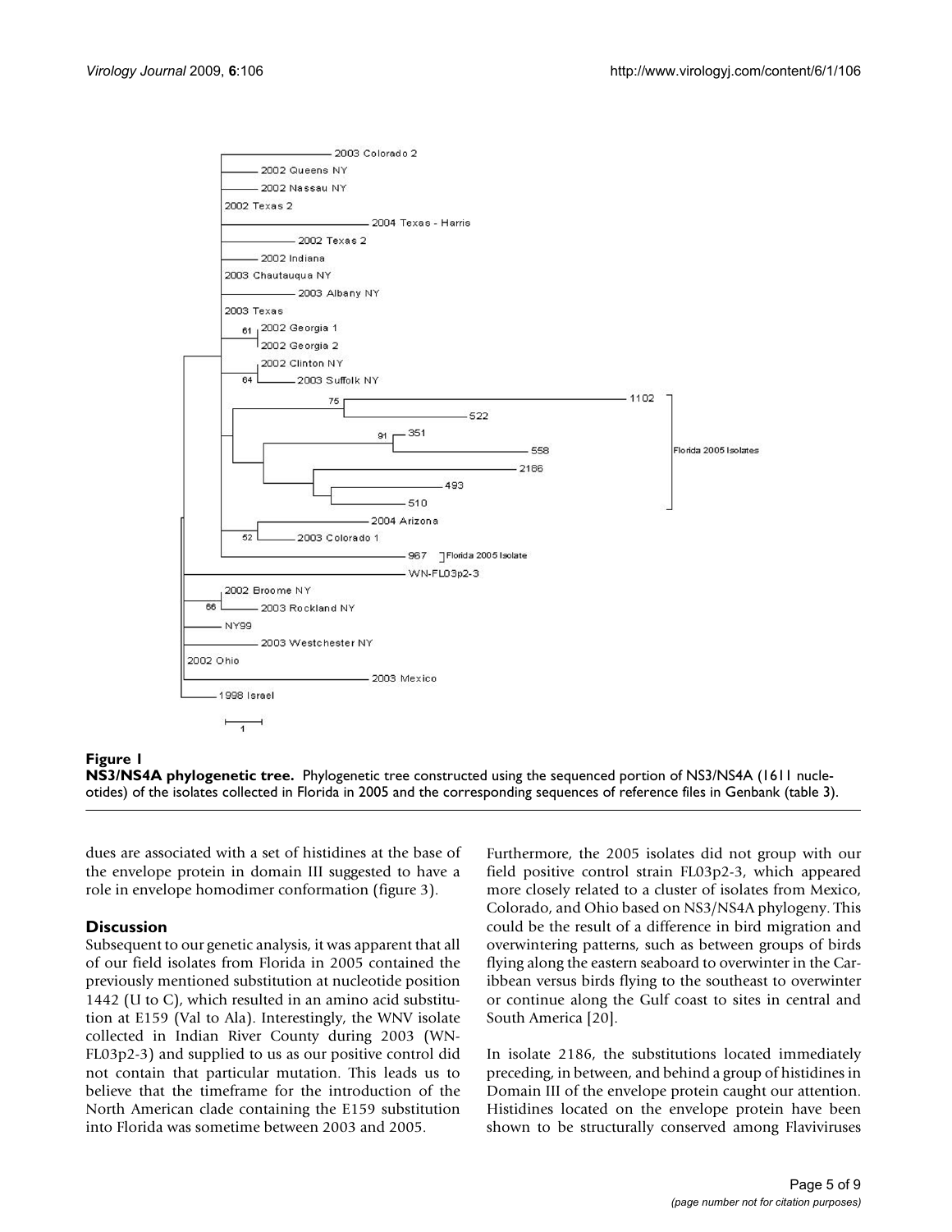**Figure 1**

**NS3/NS4A phylogenetic tree.** Phylogenetic tree constructed using the sequenced portion of NS3/NS4A (1611 nucleotides) of the isolates collected in Florida in 2005 and the corresponding sequences of reference files in Genbank (table 3).

dues are associated with a set of histidines at the base of the envelope protein in domain III suggested to have a role in envelope homodimer conformation (figure 3).

## Discussion

Subsequent to our genetic analysis, it was apparent that all of our field isolates from Florida in 2005 contained the previously mentioned substitution at nucleotide position 1442 (U to C), which resulted in an amino acid substitution at E159 (Val to Ala). Interestingly, the WNV isolate collected in Indian River County during 2003 (WN-FL03p2-3) and supplied to us as our positive control did not contain that particular mutation. This leads us to believe that the timeframe for the introduction of the North American clade containing the E159 substitution into Florida was sometime between 2003 and 2005.

Furthermore, the 2005 isolates did not group with our field positive control strain FL03p2-3, which appeared more closely related to a cluster of isolates from Mexico, Colorado, and Ohio based on NS3/NS4A phylogeny. This could be the result of a difference in bird migration and overwintering patterns, such as between groups of birds flying along the eastern seaboard to overwinter in the Caribbean versus birds flying to the southeast to overwinter or continue along the Gulf coast to sites in central and South America [20].

In isolate 2186, the substitutions located immediately preceding, in between, and behind a group of histidines in Domain III of the envelope protein caught our attention. Histidines located on the envelope protein have been shown to be structurally conserved among Flaviviruses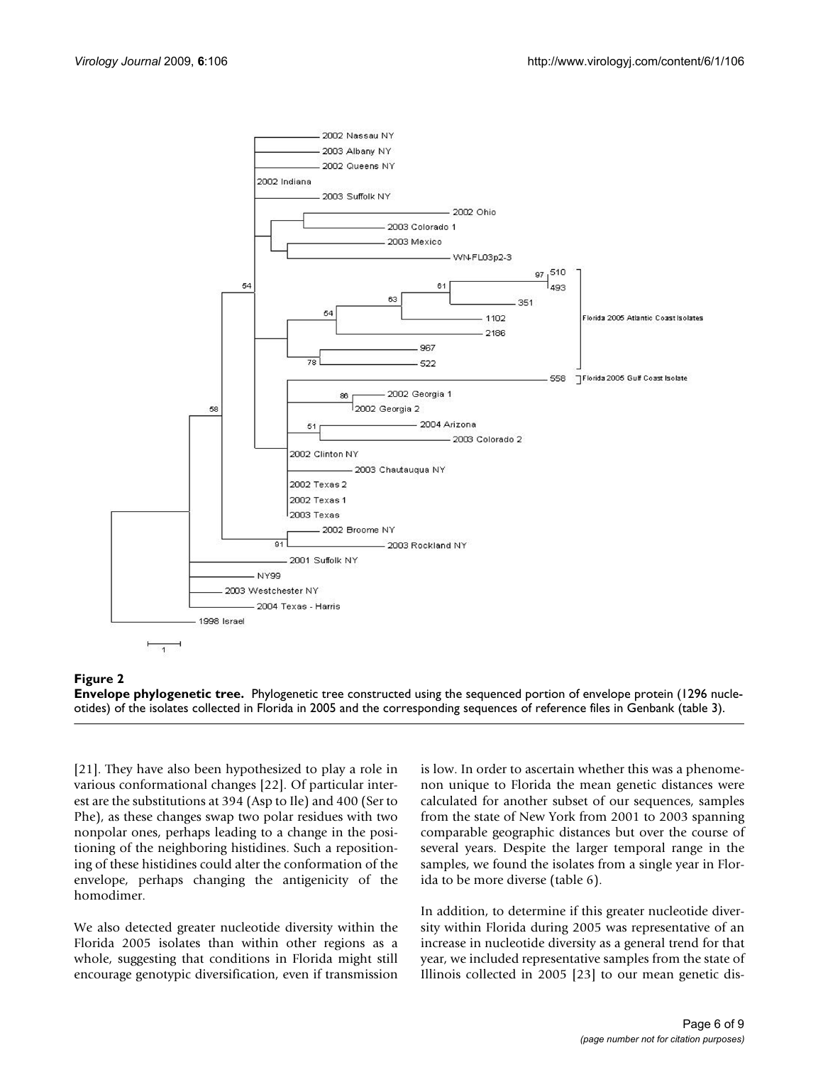**Figure 2**

**Envelope phylogenetic tree.** Phylogenetic tree constructed using the sequenced portion of envelope protein (1296 nucleotides) of the isolates collected in Florida in 2005 and the corresponding sequences of reference files in Genbank (table 3).

[21]. They have also been hypothesized to play a role in various conformational changes [22]. Of particular interest are the substitutions at 394 (Asp to Ile) and 400 (Ser to Phe), as these changes swap two polar residues with two nonpolar ones, perhaps leading to a change in the positioning of the neighboring histidines. Such a repositioning of these histidines could alter the conformation of the envelope, perhaps changing the antigenicity of the homodimer.

We also detected greater nucleotide diversity within the Florida 2005 isolates than within other regions as a whole, suggesting that conditions in Florida might still encourage genotypic diversification, even if transmission is low. In order to ascertain whether this was a phenomenon unique to Florida the mean genetic distances were calculated for another subset of our sequences, samples from the state of New York from 2001 to 2003 spanning comparable geographic distances but over the course of several years. Despite the larger temporal range in the samples, we found the isolates from a single year in Florida to be more diverse (table 6).

In addition, to determine if this greater nucleotide diversity within Florida during 2005 was representative of an increase in nucleotide diversity as a general trend for that year, we included representative samples from the state of Illinois collected in 2005 [23] to our mean genetic dis-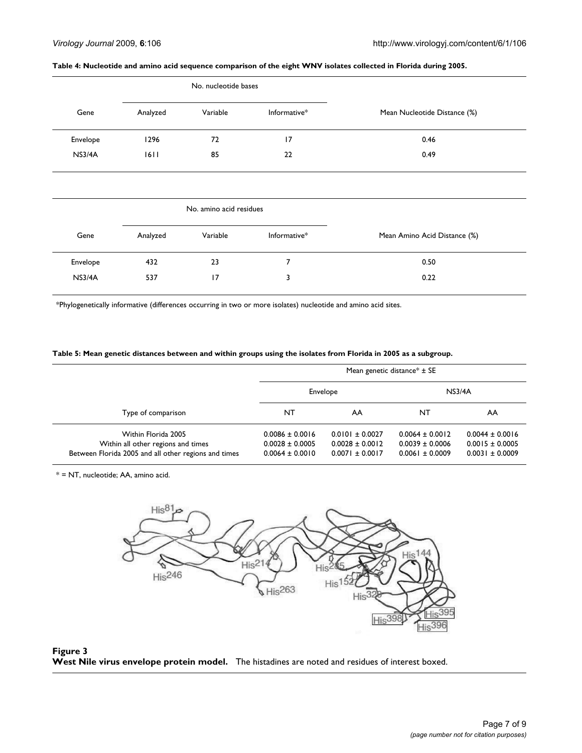**Table 4: Nucleotide and amino acid sequence comparison of the eight WNV isolates collected in Florida during 2005.**

| Gene | No. nucleotide bases | | | Mean Nucleotide Distance (%) |
|---|---|---|---|---|
| | Analyzed | Variable | Informative* | |
| Envelope | 1296 | 72 | 17 | 0.46 |
| NS3/4A | 1611 | 85 | 22 | 0.49 |

| Gene | No. amino acid residues | | | Mean Amino Acid Distance (%) |
|---|---|---|---|---|
| | Analyzed | Variable | Informative* | |
| Envelope | 432 | 23 | 7 | 0.50 |
| NS3/4A | 537 | 17 | 3 | 0.22 |

*Phylogenetically informative (differences occurring in two or more isolates) nucleotide and amino acid sites.

**Table 5: Mean genetic distances between and within groups using the isolates from Florida in 2005 as a subgroup.**

| Type of comparison | Mean genetic distance* ± SE | | | |
|---|---|---|---|---|
| | Envelope | | NS3/4A | |
| | NT | AA | NT | AA |
| Within Florida 2005 | 0.0086 ± 0.0016 | 0.0101 ± 0.0027 | 0.0064 ± 0.0012 | 0.0044 ± 0.0016 |
| Within all other regions and times | 0.0028 ± 0.0005 | 0.0028 ± 0.0012 | 0.0039 ± 0.0006 | 0.0015 ± 0.0005 |
| Between Florida 2005 and all other regions and times | 0.0064 ± 0.0010 | 0.0071 ± 0.0017 | 0.0061 ± 0.0009 | 0.0031 ± 0.0009 |

* = NT, nucleotide; AA, amino acid.

**Figure 3**
**West Nile virus envelope protein model.** The histadines are noted and residues of interest boxed.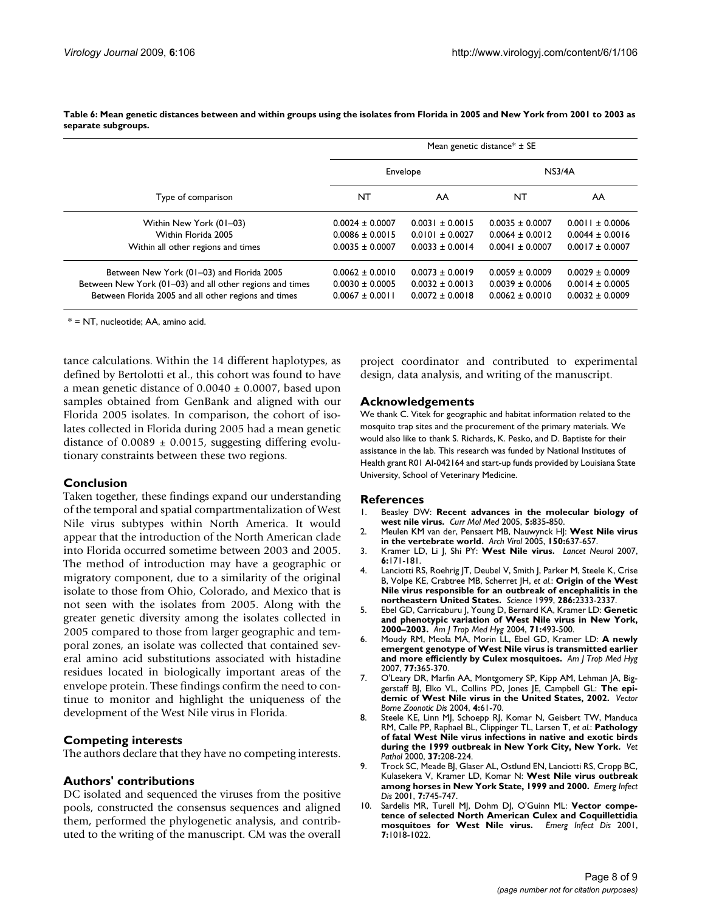**Table 6: Mean genetic distances between and within groups using the isolates from Florida in 2005 and New York from 2001 to 2003 as separate subgroups.**

| Type of comparison | Mean genetic distance* ± SE | | | |
|---|---|---|---|---|
| | Envelope | | NS3/4A | |
| | NT | AA | NT | AA |
| Within New York (01–03) | 0.0024 ± 0.0007 | 0.0031 ± 0.0015 | 0.0035 ± 0.0007 | 0.0011 ± 0.0006 |
| Within Florida 2005 | 0.0086 ± 0.0015 | 0.0101 ± 0.0027 | 0.0064 ± 0.0012 | 0.0044 ± 0.0016 |
| Within all other regions and times | 0.0035 ± 0.0007 | 0.0033 ± 0.0014 | 0.0041 ± 0.0007 | 0.0017 ± 0.0007 |
| Between New York (01–03) and Florida 2005 | 0.0062 ± 0.0010 | 0.0073 ± 0.0019 | 0.0059 ± 0.0009 | 0.0029 ± 0.0009 |
| Between New York (01–03) and all other regions and times | 0.0030 ± 0.0005 | 0.0032 ± 0.0013 | 0.0039 ± 0.0006 | 0.0014 ± 0.0005 |
| Between Florida 2005 and all other regions and times | 0.0067 ± 0.0011 | 0.0072 ± 0.0018 | 0.0062 ± 0.0010 | 0.0032 ± 0.0009 |

* = NT, nucleotide; AA, amino acid.

tance calculations. Within the 14 different haplotypes, as defined by Bertolotti et al., this cohort was found to have a mean genetic distance of 0.0040 ± 0.0007, based upon samples obtained from GenBank and aligned with our Florida 2005 isolates. In comparison, the cohort of isolates collected in Florida during 2005 had a mean genetic distance of 0.0089 ± 0.0015, suggesting differing evolutionary constraints between these two regions.

## Conclusion

Taken together, these findings expand our understanding of the temporal and spatial compartmentalization of West Nile virus subtypes within North America. It would appear that the introduction of the North American clade into Florida occurred sometime between 2003 and 2005. The method of introduction may have a geographic or migratory component, due to a similarity of the original isolate to those from Ohio, Colorado, and Mexico that is not seen with the isolates from 2005. Along with the greater genetic diversity among the isolates collected in 2005 compared to those from larger geographic and temporal zones, an isolate was collected that contained several amino acid substitutions associated with histadine residues located in biologically important areas of the envelope protein. These findings confirm the need to continue to monitor and highlight the uniqueness of the development of the West Nile virus in Florida.

## Competing interests

The authors declare that they have no competing interests.

## Authors' contributions

DC isolated and sequenced the viruses from the positive pools, constructed the consensus sequences and aligned them, performed the phylogenetic analysis, and contributed to the writing of the manuscript. CM was the overall project coordinator and contributed to experimental design, data analysis, and writing of the manuscript.

## Acknowledgements

We thank C. Vitek for geographic and habitat information related to the mosquito trap sites and the procurement of the primary materials. We would also like to thank S. Richards, K. Pesko, and D. Baptiste for their assistance in the lab. This research was funded by National Institutes of Health grant R01 AI-042164 and start-up funds provided by Louisiana State University, School of Veterinary Medicine.

## References

1. Beasley DW: **Recent advances in the molecular biology of west nile virus.** *Curr Mol Med* 2005, **5:**835-850.
2. Meulen KM van der, Pensaert MB, Nauwynck HJ: **West Nile virus in the vertebrate world.** *Arch Virol* 2005, **150:**637-657.
3. Kramer LD, Li J, Shi PY: **West Nile virus.** *Lancet Neurol* 2007, **6:**171-181.
4. Lanciotti RS, Roehrig JT, Deubel V, Smith J, Parker M, Steele K, Crise B, Volpe KE, Crabtree MB, Scherret JH, *et al.*: **Origin of the West Nile virus responsible for an outbreak of encephalitis in the northeastern United States.** *Science* 1999, **286:**2333-2337.
5. Ebel GD, Carricaburu J, Young D, Bernard KA, Kramer LD: **Genetic and phenotypic variation of West Nile virus in New York, 2000–2003.** *Am J Trop Med Hyg* 2004, **71:**493-500.
6. Moudy RM, Meola MA, Morin LL, Ebel GD, Kramer LD: **A newly emergent genotype of West Nile virus is transmitted earlier and more efficiently by Culex mosquitoes.** *Am J Trop Med Hyg* 2007, **77:**365-370.
7. O'Leary DR, Marfin AA, Montgomery SP, Kipp AM, Lehman JA, Biggerstaff BJ, Elko VL, Collins PD, Jones JE, Campbell GL: **The epidemic of West Nile virus in the United States, 2002.** *Vector Borne Zoonotic Dis* 2004, **4:**61-70.
8. Steele KE, Linn MJ, Schoepp RJ, Komar N, Geisbert TW, Manduca RM, Calle PP, Raphael BL, Clippinger TL, Larsen T, *et al.*: **Pathology of fatal West Nile virus infections in native and exotic birds during the 1999 outbreak in New York City, New York.** *Vet Pathol* 2000, **37:**208-224.
9. Trock SC, Meade BJ, Glaser AL, Ostlund EN, Lanciotti RS, Cropp BC, Kulasekera V, Kramer LD, Komar N: **West Nile virus outbreak among horses in New York State, 1999 and 2000.** *Emerg Infect Dis* 2001, **7:**745-747.
10. Sardelis MR, Turell MJ, Dohm DJ, O'Guinn ML: **Vector competence of selected North American Culex and Coquillettidia mosquitoes for West Nile virus.** *Emerg Infect Dis* 2001, **7:**1018-1022.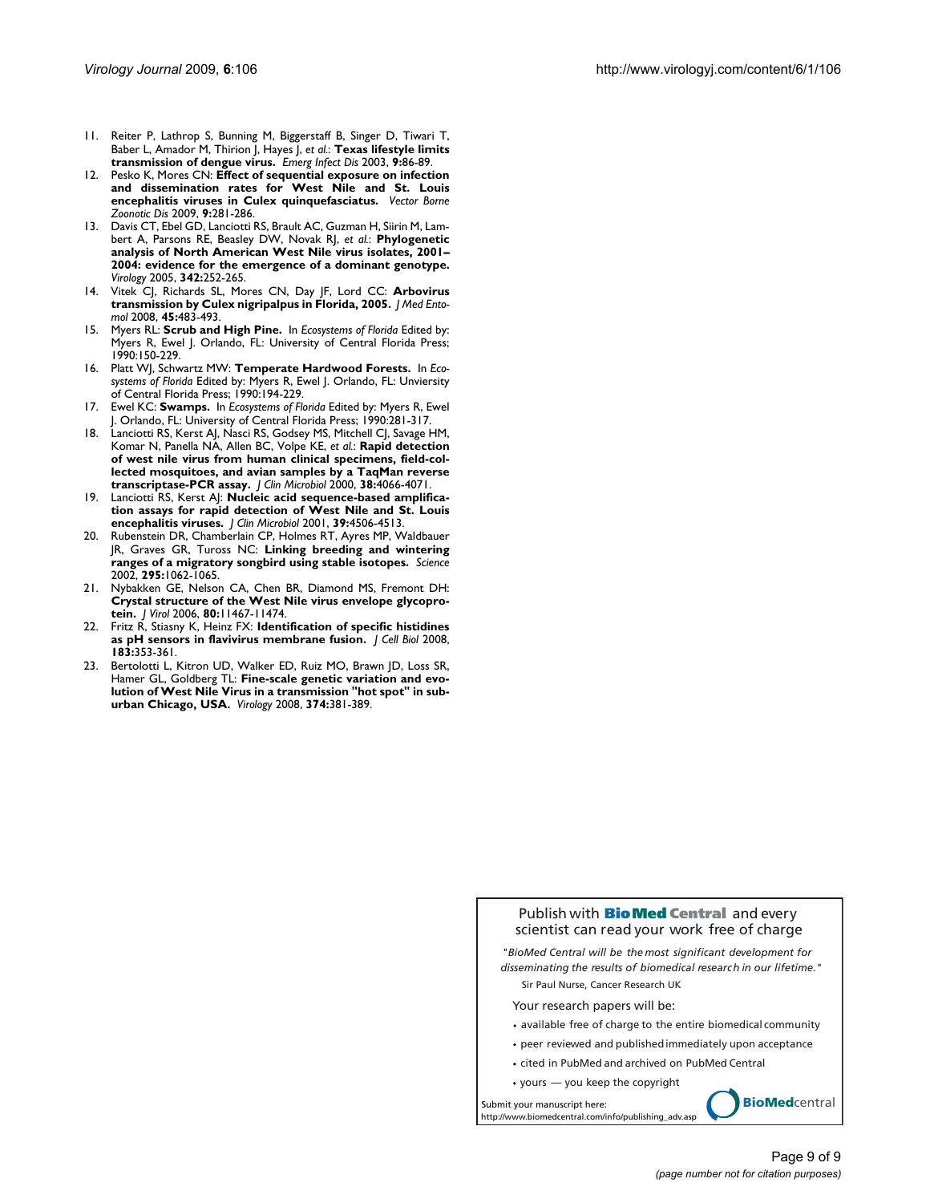11. Reiter P, Lathrop S, Bunning M, Biggerstaff B, Singer D, Tiwari T, Baber L, Amador M, Thirion J, Hayes J, *et al.*: **Texas lifestyle limits transmission of dengue virus.** *Emerg Infect Dis* 2003, **9:**86-89.
12. Pesko K, Mores CN: **Effect of sequential exposure on infection and dissemination rates for West Nile and St. Louis encephalitis viruses in Culex quinquefasciatus.** *Vector Borne Zoonotic Dis* 2009, **9:**281-286.
13. Davis CT, Ebel GD, Lanciotti RS, Brault AC, Guzman H, Siirin M, Lambert A, Parsons RE, Beasley DW, Novak RJ, *et al.*: **Phylogenetic analysis of North American West Nile virus isolates, 2001–2004: evidence for the emergence of a dominant genotype.** *Virology* 2005, **342:**252-265.
14. Vitek CJ, Richards SL, Mores CN, Day JF, Lord CC: **Arbovirus transmission by Culex nigripalpus in Florida, 2005.** *J Med Entomol* 2008, **45:**483-493.
15. Myers RL: **Scrub and High Pine.** In *Ecosystems of Florida* Edited by: Myers R, Ewel J. Orlando, FL: University of Central Florida Press; 1990:150-229.
16. Platt WJ, Schwartz MW: **Temperate Hardwood Forests.** In *Ecosystems of Florida* Edited by: Myers R, Ewel J. Orlando, FL: Unviersity of Central Florida Press; 1990:194-229.
17. Ewel KC: **Swamps.** In *Ecosystems of Florida* Edited by: Myers R, Ewel J. Orlando, FL: University of Central Florida Press; 1990:281-317.
18. Lanciotti RS, Kerst AJ, Nasci RS, Godsey MS, Mitchell CJ, Savage HM, Komar N, Panella NA, Allen BC, Volpe KE, *et al.*: **Rapid detection of west nile virus from human clinical specimens, field-collected mosquitoes, and avian samples by a TaqMan reverse transcriptase-PCR assay.** *J Clin Microbiol* 2000, **38:**4066-4071.
19. Lanciotti RS, Kerst AJ: **Nucleic acid sequence-based amplification assays for rapid detection of West Nile and St. Louis encephalitis viruses.** *J Clin Microbiol* 2001, **39:**4506-4513.
20. Rubenstein DR, Chamberlain CP, Holmes RT, Ayres MP, Waldbauer JR, Graves GR, Tuross NC: **Linking breeding and wintering ranges of a migratory songbird using stable isotopes.** *Science* 2002, **295:**1062-1065.
21. Nybakken GE, Nelson CA, Chen BR, Diamond MS, Fremont DH: **Crystal structure of the West Nile virus envelope glycoprotein.** *J Virol* 2006, **80:**11467-11474.
22. Fritz R, Stiasny K, Heinz FX: **Identification of specific histidines as pH sensors in flavivirus membrane fusion.** *J Cell Biol* 2008, **183:**353-361.
23. Bertolotti L, Kitron UD, Walker ED, Ruiz MO, Brawn JD, Loss SR, Hamer GL, Goldberg TL: **Fine-scale genetic variation and evolution of West Nile Virus in a transmission "hot spot" in suburban Chicago, USA.** *Virology* 2008, **374:**381-389.

Publish with **BioMed Central** and every scientist can read your work free of charge

*"BioMed Central will be the most significant development for disseminating the results of biomedical research in our lifetime."*

Sir Paul Nurse, Cancer Research UK

Your research papers will be:

- available free of charge to the entire biomedical community
- peer reviewed and published immediately upon acceptance
- cited in PubMed and archived on PubMed Central
- yours — you keep the copyright

Submit your manuscript here:
http://www.biomedcentral.com/info/publishing_adv.asp

**BioMed**central